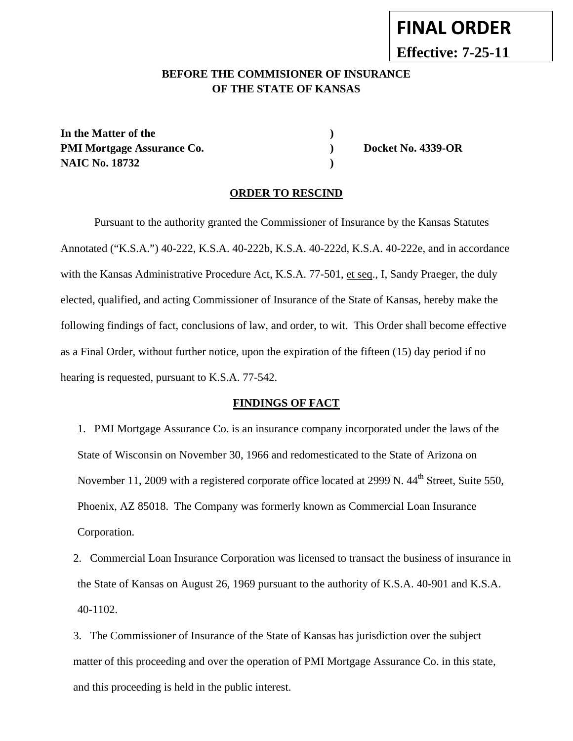**FINAL ORDER**

**Effective: 7-25-11**

**BEFORE THE COMMISIONER OF INSURANCE**
**OF THE STATE OF KANSAS**

| | | |
|---|---|---|
| **In the Matter of the** | **)** | |
| **PMI Mortgage Assurance Co.** | **)** | **Docket No. 4339-OR** |
| **NAIC No. 18732** | **)** | |

## ORDER TO RESCIND

Pursuant to the authority granted the Commissioner of Insurance by the Kansas Statutes Annotated ("K.S.A.") 40-222, K.S.A. 40-222b, K.S.A. 40-222d, K.S.A. 40-222e, and in accordance with the Kansas Administrative Procedure Act, K.S.A. 77-501, et seq., I, Sandy Praeger, the duly elected, qualified, and acting Commissioner of Insurance of the State of Kansas, hereby make the following findings of fact, conclusions of law, and order, to wit. This Order shall become effective as a Final Order, without further notice, upon the expiration of the fifteen (15) day period if no hearing is requested, pursuant to K.S.A. 77-542.

## FINDINGS OF FACT

1. PMI Mortgage Assurance Co. is an insurance company incorporated under the laws of the State of Wisconsin on November 30, 1966 and redomesticated to the State of Arizona on November 11, 2009 with a registered corporate office located at 2999 N. 44th Street, Suite 550, Phoenix, AZ 85018. The Company was formerly known as Commercial Loan Insurance Corporation.

2. Commercial Loan Insurance Corporation was licensed to transact the business of insurance in the State of Kansas on August 26, 1969 pursuant to the authority of K.S.A. 40-901 and K.S.A. 40-1102.

3. The Commissioner of Insurance of the State of Kansas has jurisdiction over the subject matter of this proceeding and over the operation of PMI Mortgage Assurance Co. in this state, and this proceeding is held in the public interest.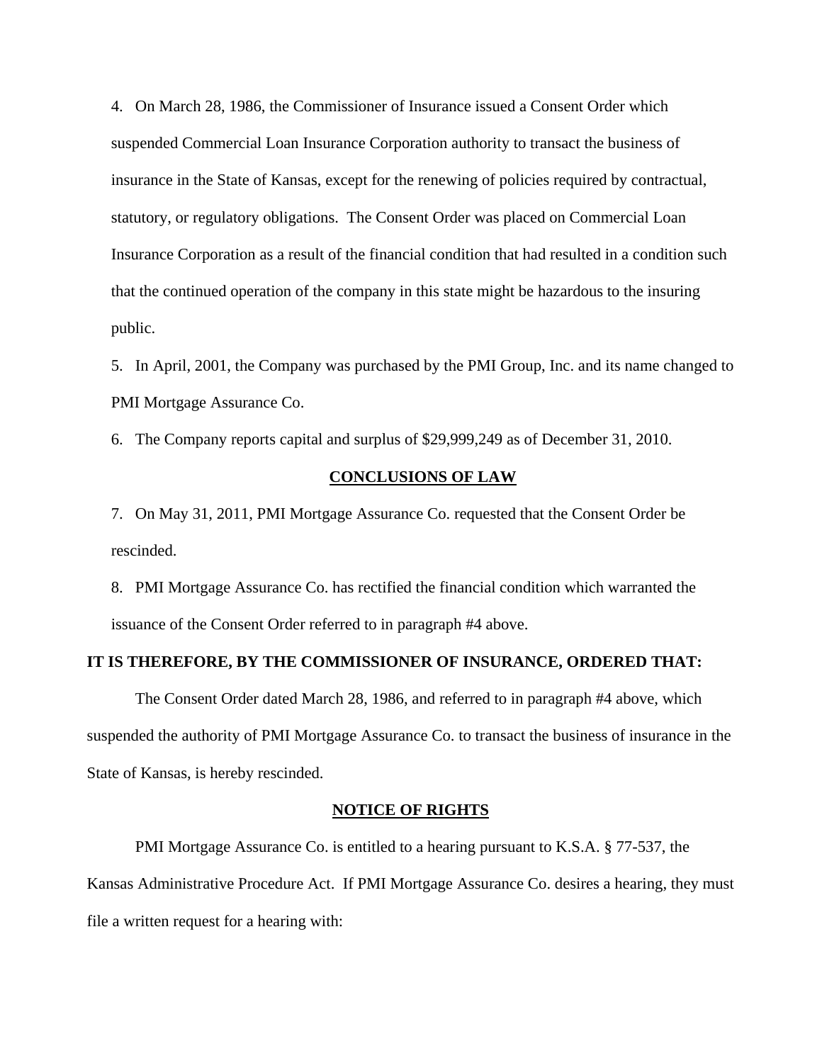4. On March 28, 1986, the Commissioner of Insurance issued a Consent Order which suspended Commercial Loan Insurance Corporation authority to transact the business of insurance in the State of Kansas, except for the renewing of policies required by contractual, statutory, or regulatory obligations. The Consent Order was placed on Commercial Loan Insurance Corporation as a result of the financial condition that had resulted in a condition such that the continued operation of the company in this state might be hazardous to the insuring public.

5. In April, 2001, the Company was purchased by the PMI Group, Inc. and its name changed to PMI Mortgage Assurance Co.

6. The Company reports capital and surplus of $29,999,249 as of December 31, 2010.

## CONCLUSIONS OF LAW

7. On May 31, 2011, PMI Mortgage Assurance Co. requested that the Consent Order be rescinded.

8. PMI Mortgage Assurance Co. has rectified the financial condition which warranted the issuance of the Consent Order referred to in paragraph #4 above.

**IT IS THEREFORE, BY THE COMMISSIONER OF INSURANCE, ORDERED THAT:**

The Consent Order dated March 28, 1986, and referred to in paragraph #4 above, which suspended the authority of PMI Mortgage Assurance Co. to transact the business of insurance in the State of Kansas, is hereby rescinded.

## NOTICE OF RIGHTS

PMI Mortgage Assurance Co. is entitled to a hearing pursuant to K.S.A. § 77-537, the Kansas Administrative Procedure Act. If PMI Mortgage Assurance Co. desires a hearing, they must file a written request for a hearing with: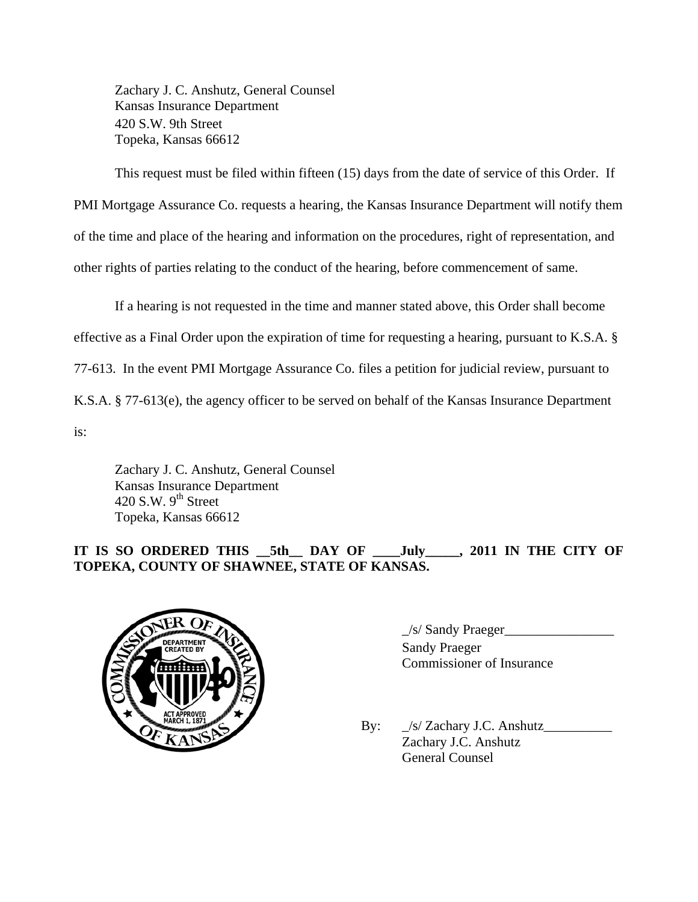Zachary J. C. Anshutz, General Counsel
Kansas Insurance Department
420 S.W. 9th Street
Topeka, Kansas 66612

This request must be filed within fifteen (15) days from the date of service of this Order. If PMI Mortgage Assurance Co. requests a hearing, the Kansas Insurance Department will notify them of the time and place of the hearing and information on the procedures, right of representation, and other rights of parties relating to the conduct of the hearing, before commencement of same.

If a hearing is not requested in the time and manner stated above, this Order shall become effective as a Final Order upon the expiration of time for requesting a hearing, pursuant to K.S.A. § 77-613. In the event PMI Mortgage Assurance Co. files a petition for judicial review, pursuant to K.S.A. § 77-613(e), the agency officer to be served on behalf of the Kansas Insurance Department is:

Zachary J. C. Anshutz, General Counsel
Kansas Insurance Department
420 S.W. 9th Street
Topeka, Kansas 66612

**IT IS SO ORDERED THIS __5th__ DAY OF ____July_____, 2011 IN THE CITY OF TOPEKA, COUNTY OF SHAWNEE, STATE OF KANSAS.**

_/s/ Sandy Praeger________________
Sandy Praeger
Commissioner of Insurance

By: _/s/ Zachary J.C. Anshutz__________
Zachary J.C. Anshutz
General Counsel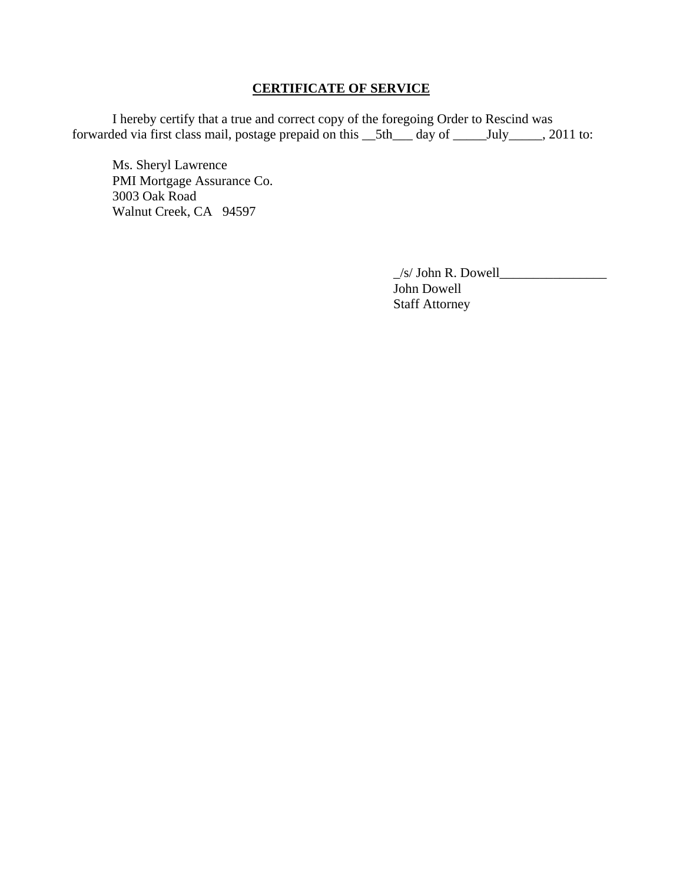## **CERTIFICATE OF SERVICE**

I hereby certify that a true and correct copy of the foregoing Order to Rescind was forwarded via first class mail, postage prepaid on this __5th___ day of _____July_____, 2011 to:

Ms. Sheryl Lawrence  
PMI Mortgage Assurance Co.  
3003 Oak Road  
Walnut Creek, CA 94597

_/s/ John R. Dowell________________  
John Dowell  
Staff Attorney